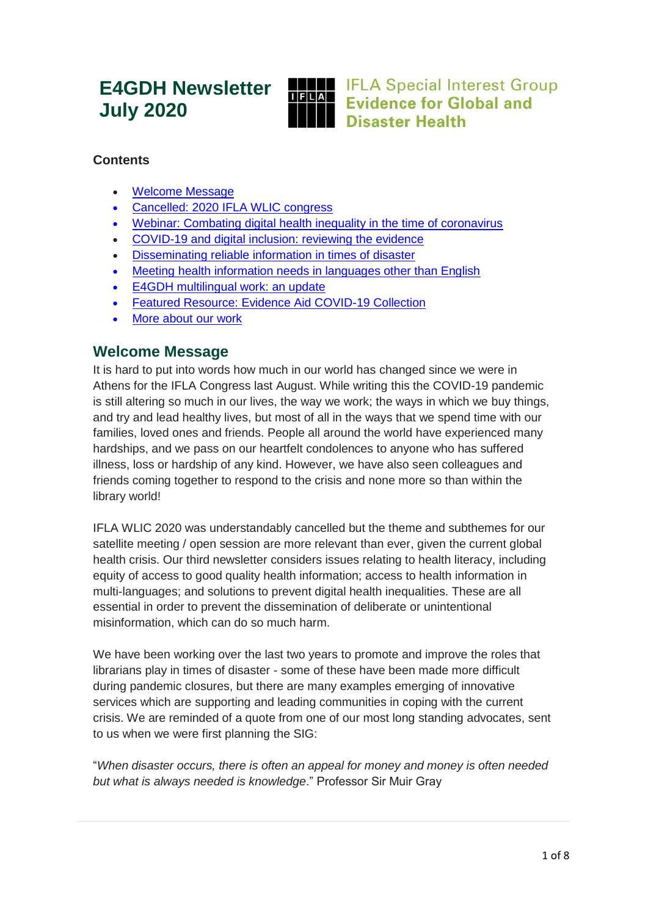# E4GDH Newsletter July 2020

IFLA Special Interest Group **Evidence for Global and Disaster Health**

**Contents**

- Welcome Message
- Cancelled: 2020 IFLA WLIC congress
- Webinar: Combating digital health inequality in the time of coronavirus
- COVID-19 and digital inclusion: reviewing the evidence
- Disseminating reliable information in times of disaster
- Meeting health information needs in languages other than English
- E4GDH multilingual work: an update
- Featured Resource: Evidence Aid COVID-19 Collection
- More about our work

## Welcome Message

It is hard to put into words how much in our world has changed since we were in Athens for the IFLA Congress last August. While writing this the COVID-19 pandemic is still altering so much in our lives, the way we work; the ways in which we buy things, and try and lead healthy lives, but most of all in the ways that we spend time with our families, loved ones and friends. People all around the world have experienced many hardships, and we pass on our heartfelt condolences to anyone who has suffered illness, loss or hardship of any kind. However, we have also seen colleagues and friends coming together to respond to the crisis and none more so than within the library world!

IFLA WLIC 2020 was understandably cancelled but the theme and subthemes for our satellite meeting / open session are more relevant than ever, given the current global health crisis. Our third newsletter considers issues relating to health literacy, including equity of access to good quality health information; access to health information in multi-languages; and solutions to prevent digital health inequalities. These are all essential in order to prevent the dissemination of deliberate or unintentional misinformation, which can do so much harm.

We have been working over the last two years to promote and improve the roles that librarians play in times of disaster - some of these have been made more difficult during pandemic closures, but there are many examples emerging of innovative services which are supporting and leading communities in coping with the current crisis. We are reminded of a quote from one of our most long standing advocates, sent to us when we were first planning the SIG:

"*When disaster occurs, there is often an appeal for money and money is often needed but what is always needed is knowledge*." Professor Sir Muir Gray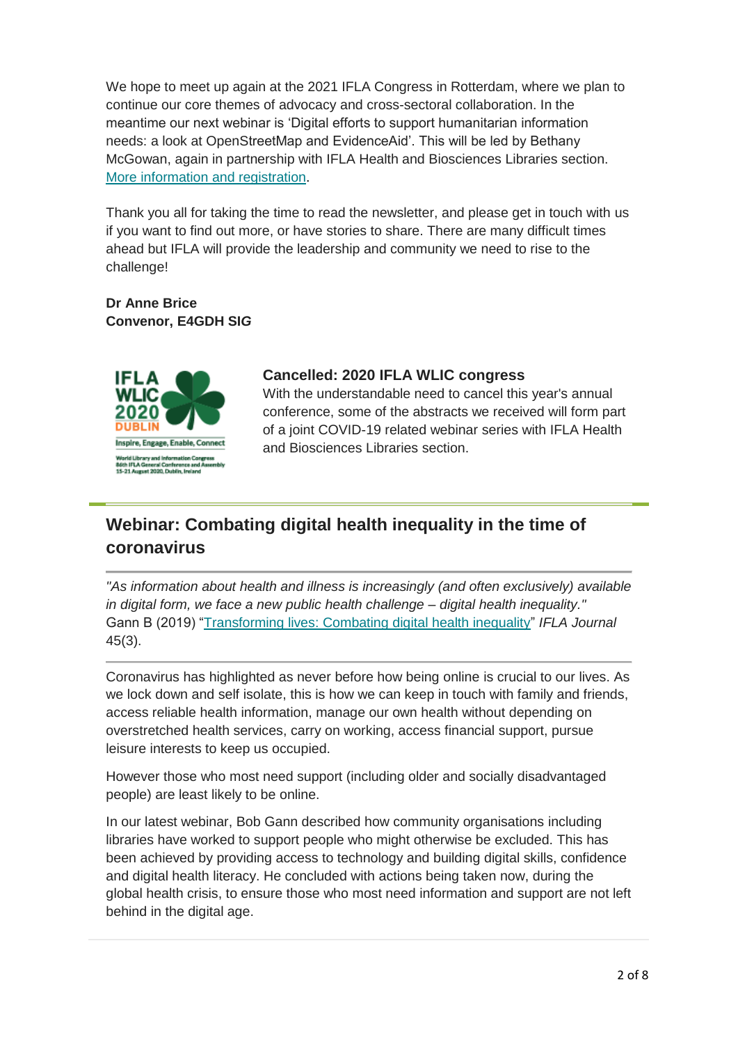We hope to meet up again at the 2021 IFLA Congress in Rotterdam, where we plan to continue our core themes of advocacy and cross-sectoral collaboration. In the meantime our next webinar is 'Digital efforts to support humanitarian information needs: a look at OpenStreetMap and EvidenceAid'. This will be led by Bethany McGowan, again in partnership with IFLA Health and Biosciences Libraries section. More information and registration.

Thank you all for taking the time to read the newsletter, and please get in touch with us if you want to find out more, or have stories to share. There are many difficult times ahead but IFLA will provide the leadership and community we need to rise to the challenge!

**Dr Anne Brice**
**Convenor, E4GDH SIG**

### Cancelled: 2020 IFLA WLIC congress

With the understandable need to cancel this year's annual conference, some of the abstracts we received will form part of a joint COVID-19 related webinar series with IFLA Health and Biosciences Libraries section.

## Webinar: Combating digital health inequality in the time of coronavirus

*"As information about health and illness is increasingly (and often exclusively) available in digital form, we face a new public health challenge – digital health inequality."*
Gann B (2019) "Transforming lives: Combating digital health inequality" *IFLA Journal* 45(3).

Coronavirus has highlighted as never before how being online is crucial to our lives. As we lock down and self isolate, this is how we can keep in touch with family and friends, access reliable health information, manage our own health without depending on overstretched health services, carry on working, access financial support, pursue leisure interests to keep us occupied.

However those who most need support (including older and socially disadvantaged people) are least likely to be online.

In our latest webinar, Bob Gann described how community organisations including libraries have worked to support people who might otherwise be excluded. This has been achieved by providing access to technology and building digital skills, confidence and digital health literacy. He concluded with actions being taken now, during the global health crisis, to ensure those who most need information and support are not left behind in the digital age.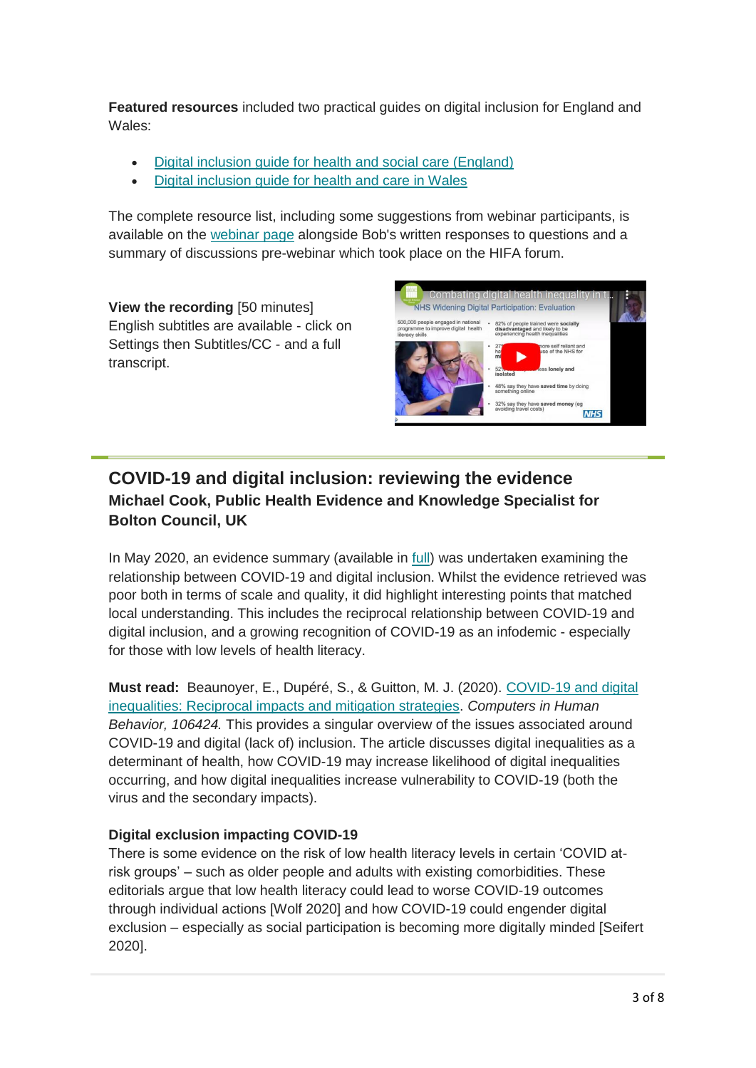**Featured resources** included two practical guides on digital inclusion for England and Wales:

- Digital inclusion guide for health and social care (England)
- Digital inclusion guide for health and care in Wales

The complete resource list, including some suggestions from webinar participants, is available on the webinar page alongside Bob's written responses to questions and a summary of discussions pre-webinar which took place on the HIFA forum.

**View the recording** [50 minutes]
English subtitles are available - click on Settings then Subtitles/CC - and a full transcript.

## COVID-19 and digital inclusion: reviewing the evidence

### Michael Cook, Public Health Evidence and Knowledge Specialist for Bolton Council, UK

In May 2020, an evidence summary (available in full) was undertaken examining the relationship between COVID-19 and digital inclusion. Whilst the evidence retrieved was poor both in terms of scale and quality, it did highlight interesting points that matched local understanding. This includes the reciprocal relationship between COVID-19 and digital inclusion, and a growing recognition of COVID-19 as an infodemic - especially for those with low levels of health literacy.

**Must read:** Beaunoyer, E., Dupéré, S., & Guitton, M. J. (2020). COVID-19 and digital inequalities: Reciprocal impacts and mitigation strategies. *Computers in Human Behavior, 106424.* This provides a singular overview of the issues associated around COVID-19 and digital (lack of) inclusion. The article discusses digital inequalities as a determinant of health, how COVID-19 may increase likelihood of digital inequalities occurring, and how digital inequalities increase vulnerability to COVID-19 (both the virus and the secondary impacts).

**Digital exclusion impacting COVID-19**

There is some evidence on the risk of low health literacy levels in certain 'COVID at-risk groups' – such as older people and adults with existing comorbidities. These editorials argue that low health literacy could lead to worse COVID-19 outcomes through individual actions [Wolf 2020] and how COVID-19 could engender digital exclusion – especially as social participation is becoming more digitally minded [Seifert 2020].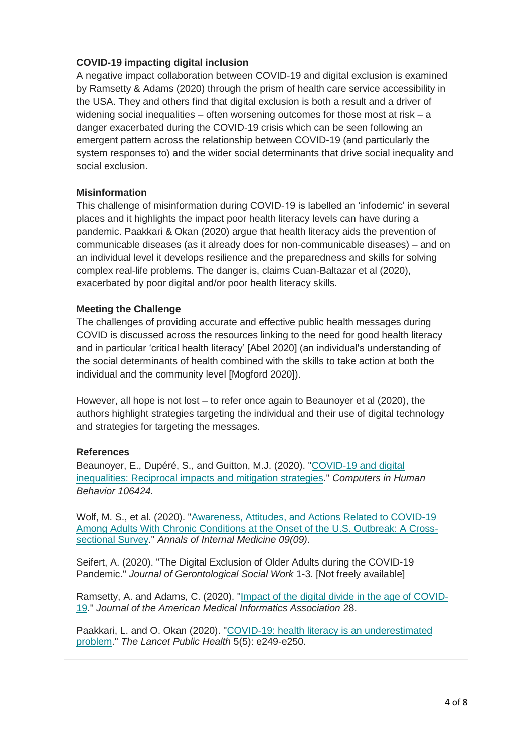### COVID-19 impacting digital inclusion

A negative impact collaboration between COVID-19 and digital exclusion is examined by Ramsetty & Adams (2020) through the prism of health care service accessibility in the USA. They and others find that digital exclusion is both a result and a driver of widening social inequalities – often worsening outcomes for those most at risk – a danger exacerbated during the COVID-19 crisis which can be seen following an emergent pattern across the relationship between COVID-19 (and particularly the system responses to) and the wider social determinants that drive social inequality and social exclusion.

### Misinformation

This challenge of misinformation during COVID-19 is labelled an 'infodemic' in several places and it highlights the impact poor health literacy levels can have during a pandemic. Paakkari & Okan (2020) argue that health literacy aids the prevention of communicable diseases (as it already does for non-communicable diseases) – and on an individual level it develops resilience and the preparedness and skills for solving complex real-life problems. The danger is, claims Cuan-Baltazar et al (2020), exacerbated by poor digital and/or poor health literacy skills.

### Meeting the Challenge

The challenges of providing accurate and effective public health messages during COVID is discussed across the resources linking to the need for good health literacy and in particular 'critical health literacy' [Abel 2020] (an individual's understanding of the social determinants of health combined with the skills to take action at both the individual and the community level [Mogford 2020]).

However, all hope is not lost – to refer once again to Beaunoyer et al (2020), the authors highlight strategies targeting the individual and their use of digital technology and strategies for targeting the messages.

### References

Beaunoyer, E., Dupéré, S., and Guitton, M.J. (2020). "COVID-19 and digital inequalities: Reciprocal impacts and mitigation strategies." *Computers in Human Behavior 106424.*

Wolf, M. S., et al. (2020). "Awareness, Attitudes, and Actions Related to COVID-19 Among Adults With Chronic Conditions at the Onset of the U.S. Outbreak: A Cross-sectional Survey." *Annals of Internal Medicine 09(09)*.

Seifert, A. (2020). "The Digital Exclusion of Older Adults during the COVID-19 Pandemic." *Journal of Gerontological Social Work* 1-3. [Not freely available]

Ramsetty, A. and Adams, C. (2020). "Impact of the digital divide in the age of COVID-19." *Journal of the American Medical Informatics Association* 28.

Paakkari, L. and O. Okan (2020). "COVID-19: health literacy is an underestimated problem." *The Lancet Public Health* 5(5): e249-e250.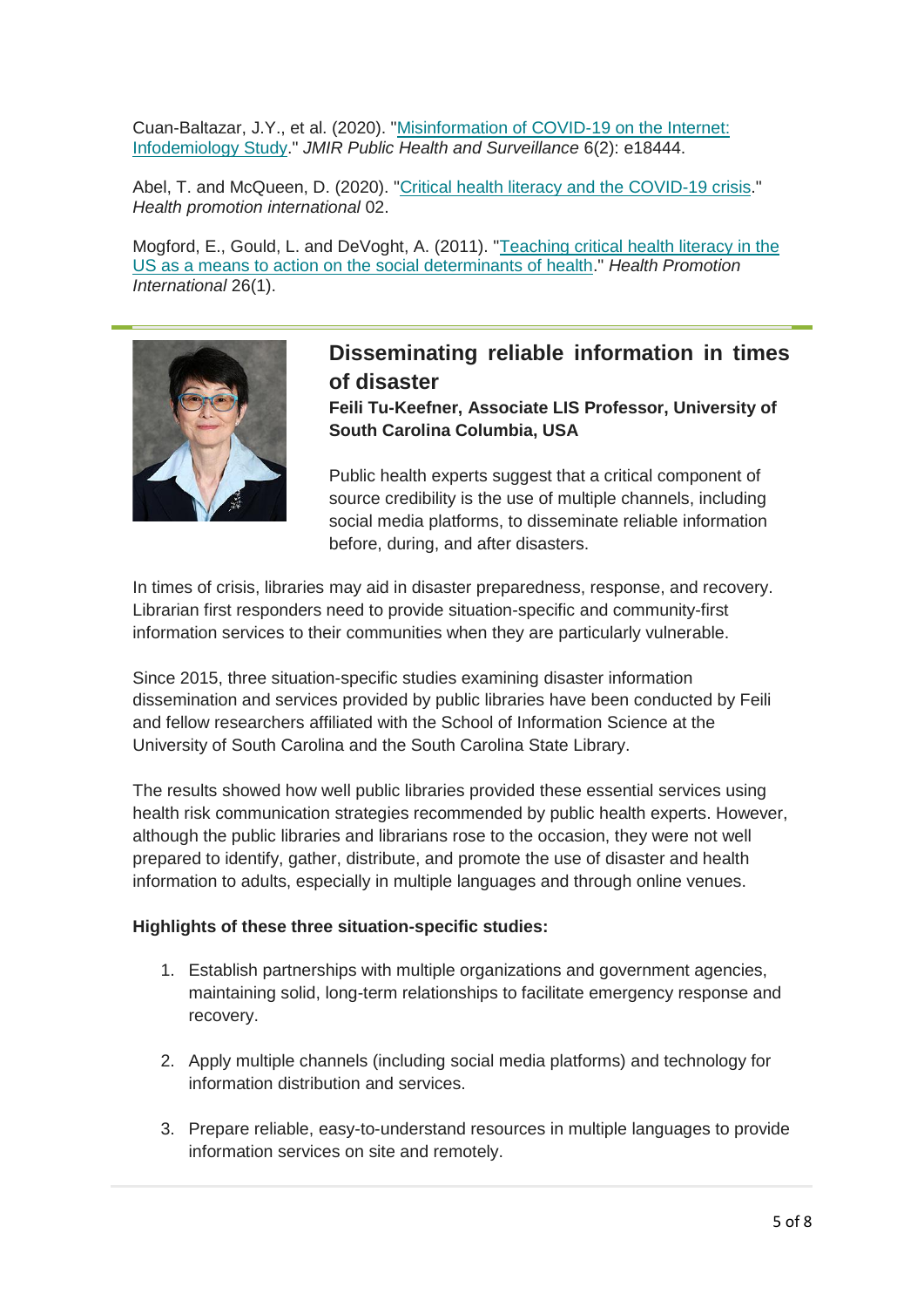Cuan-Baltazar, J.Y., et al. (2020). "[Misinformation of COVID-19 on the Internet: Infodemiology Study](#)." *JMIR Public Health and Surveillance* 6(2): e18444.

Abel, T. and McQueen, D. (2020). "[Critical health literacy and the COVID-19 crisis](#)." *Health promotion international* 02.

Mogford, E., Gould, L. and DeVoght, A. (2011). "[Teaching critical health literacy in the US as a means to action on the social determinants of health](#)." *Health Promotion International* 26(1).

---

## Disseminating reliable information in times of disaster

**Feili Tu-Keefner, Associate LIS Professor, University of South Carolina Columbia, USA**

Public health experts suggest that a critical component of source credibility is the use of multiple channels, including social media platforms, to disseminate reliable information before, during, and after disasters.

In times of crisis, libraries may aid in disaster preparedness, response, and recovery. Librarian first responders need to provide situation-specific and community-first information services to their communities when they are particularly vulnerable.

Since 2015, three situation-specific studies examining disaster information dissemination and services provided by public libraries have been conducted by Feili and fellow researchers affiliated with the School of Information Science at the University of South Carolina and the South Carolina State Library.

The results showed how well public libraries provided these essential services using health risk communication strategies recommended by public health experts. However, although the public libraries and librarians rose to the occasion, they were not well prepared to identify, gather, distribute, and promote the use of disaster and health information to adults, especially in multiple languages and through online venues.

**Highlights of these three situation-specific studies:**

1. Establish partnerships with multiple organizations and government agencies, maintaining solid, long-term relationships to facilitate emergency response and recovery.
2. Apply multiple channels (including social media platforms) and technology for information distribution and services.
3. Prepare reliable, easy-to-understand resources in multiple languages to provide information services on site and remotely.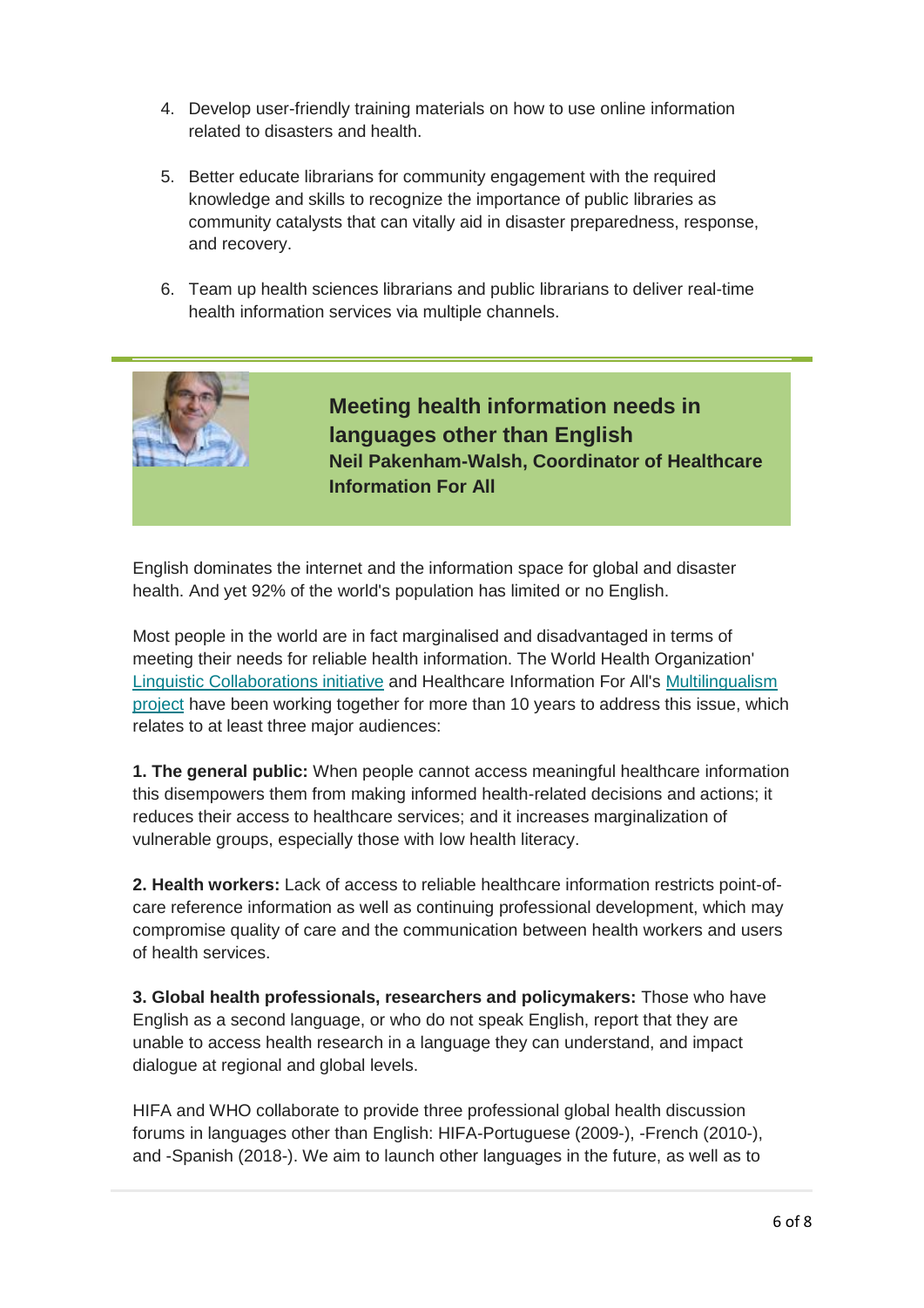4. Develop user-friendly training materials on how to use online information related to disasters and health.

5. Better educate librarians for community engagement with the required knowledge and skills to recognize the importance of public libraries as community catalysts that can vitally aid in disaster preparedness, response, and recovery.

6. Team up health sciences librarians and public librarians to deliver real-time health information services via multiple channels.

## Meeting health information needs in languages other than English

**Neil Pakenham-Walsh, Coordinator of Healthcare Information For All**

English dominates the internet and the information space for global and disaster health. And yet 92% of the world's population has limited or no English.

Most people in the world are in fact marginalised and disadvantaged in terms of meeting their needs for reliable health information. The World Health Organization' Linguistic Collaborations initiative and Healthcare Information For All's Multilingualism project have been working together for more than 10 years to address this issue, which relates to at least three major audiences:

**1. The general public:** When people cannot access meaningful healthcare information this disempowers them from making informed health-related decisions and actions; it reduces their access to healthcare services; and it increases marginalization of vulnerable groups, especially those with low health literacy.

**2. Health workers:** Lack of access to reliable healthcare information restricts point-of-care reference information as well as continuing professional development, which may compromise quality of care and the communication between health workers and users of health services.

**3. Global health professionals, researchers and policymakers:** Those who have English as a second language, or who do not speak English, report that they are unable to access health research in a language they can understand, and impact dialogue at regional and global levels.

HIFA and WHO collaborate to provide three professional global health discussion forums in languages other than English: HIFA-Portuguese (2009-), -French (2010-), and -Spanish (2018-). We aim to launch other languages in the future, as well as to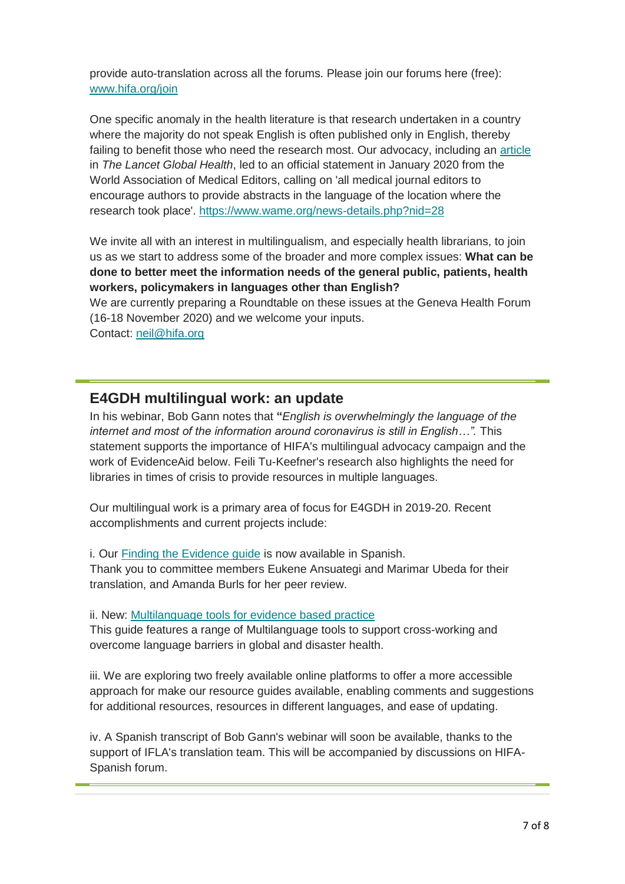provide auto-translation across all the forums. Please join our forums here (free): [www.hifa.org/join](www.hifa.org/join)

One specific anomaly in the health literature is that research undertaken in a country where the majority do not speak English is often published only in English, thereby failing to benefit those who need the research most. Our advocacy, including an article in *The Lancet Global Health*, led to an official statement in January 2020 from the World Association of Medical Editors, calling on 'all medical journal editors to encourage authors to provide abstracts in the language of the location where the research took place'. https://www.wame.org/news-details.php?nid=28

We invite all with an interest in multilingualism, and especially health librarians, to join us as we start to address some of the broader and more complex issues: **What can be done to better meet the information needs of the general public, patients, health workers, policymakers in languages other than English?**
We are currently preparing a Roundtable on these issues at the Geneva Health Forum (16-18 November 2020) and we welcome your inputs.
Contact: neil@hifa.org

## E4GDH multilingual work: an update

In his webinar, Bob Gann notes that **"***English is overwhelmingly the language of the internet and most of the information around coronavirus is still in English…".* This statement supports the importance of HIFA's multilingual advocacy campaign and the work of EvidenceAid below. Feili Tu-Keefner's research also highlights the need for libraries in times of crisis to provide resources in multiple languages.

Our multilingual work is a primary area of focus for E4GDH in 2019-20. Recent accomplishments and current projects include:

i. Our Finding the Evidence guide is now available in Spanish.
Thank you to committee members Eukene Ansuategi and Marimar Ubeda for their translation, and Amanda Burls for her peer review.

ii. New: Multilanguage tools for evidence based practice
This guide features a range of Multilanguage tools to support cross-working and overcome language barriers in global and disaster health.

iii. We are exploring two freely available online platforms to offer a more accessible approach for make our resource guides available, enabling comments and suggestions for additional resources, resources in different languages, and ease of updating.

iv. A Spanish transcript of Bob Gann's webinar will soon be available, thanks to the support of IFLA's translation team. This will be accompanied by discussions on HIFA-Spanish forum.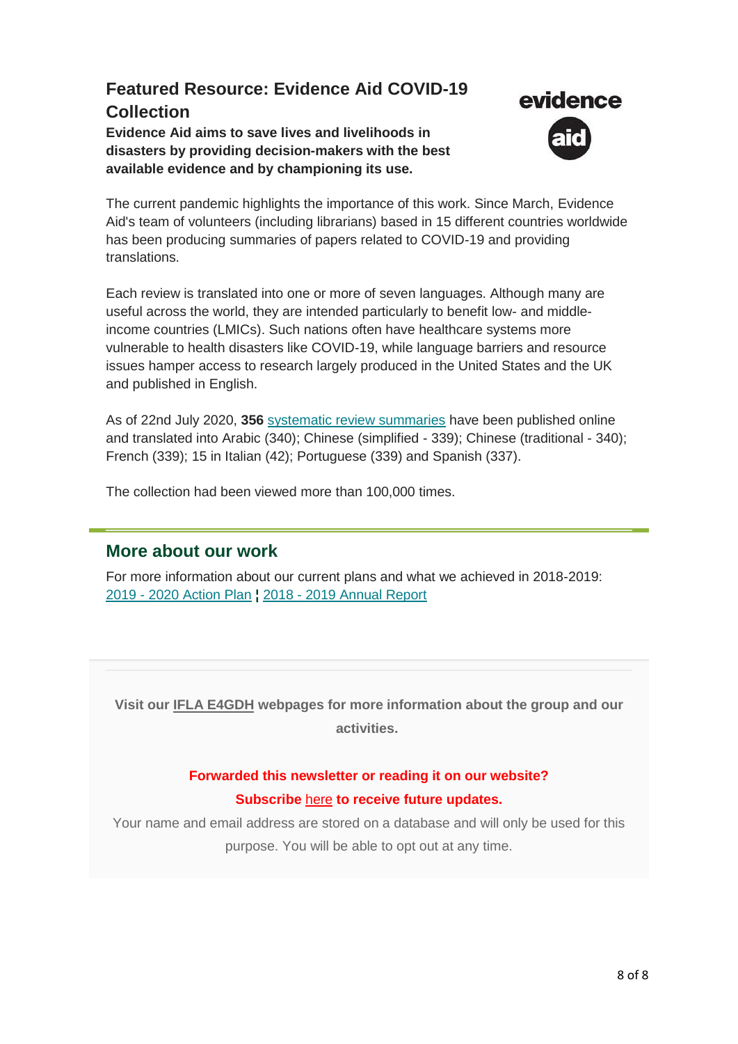## Featured Resource: Evidence Aid COVID-19 Collection

**Evidence Aid aims to save lives and livelihoods in disasters by providing decision-makers with the best available evidence and by championing its use.**

The current pandemic highlights the importance of this work. Since March, Evidence Aid's team of volunteers (including librarians) based in 15 different countries worldwide has been producing summaries of papers related to COVID-19 and providing translations.

Each review is translated into one or more of seven languages. Although many are useful across the world, they are intended particularly to benefit low- and middle-income countries (LMICs). Such nations often have healthcare systems more vulnerable to health disasters like COVID-19, while language barriers and resource issues hamper access to research largely produced in the United States and the UK and published in English.

As of 22nd July 2020, **356** systematic review summaries have been published online and translated into Arabic (340); Chinese (simplified - 339); Chinese (traditional - 340); French (339); 15 in Italian (42); Portuguese (339) and Spanish (337).

The collection had been viewed more than 100,000 times.

## More about our work

For more information about our current plans and what we achieved in 2018-2019:
2019 - 2020 Action Plan ¦ 2018 - 2019 Annual Report

**Visit our IFLA E4GDH webpages for more information about the group and our activities.**

**Forwarded this newsletter or reading it on our website?**
**Subscribe here to receive future updates.**

Your name and email address are stored on a database and will only be used for this purpose. You will be able to opt out at any time.